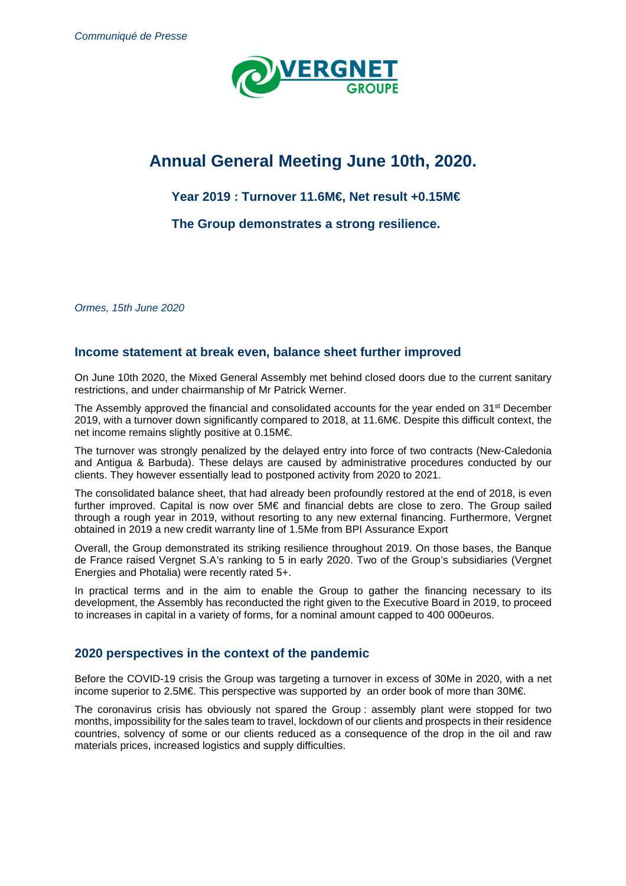*Communiqué de Presse*

VERGNET GROUPE

# Annual General Meeting June 10th, 2020.

### Year 2019 : Turnover 11.6M€, Net result +0.15M€

### The Group demonstrates a strong resilience.

*Ormes, 15th June 2020*

## Income statement at break even, balance sheet further improved

On June 10th 2020, the Mixed General Assembly met behind closed doors due to the current sanitary restrictions, and under chairmanship of Mr Patrick Werner.

The Assembly approved the financial and consolidated accounts for the year ended on 31st December 2019, with a turnover down significantly compared to 2018, at 11.6M€. Despite this difficult context, the net income remains slightly positive at 0.15M€.

The turnover was strongly penalized by the delayed entry into force of two contracts (New-Caledonia and Antigua & Barbuda). These delays are caused by administrative procedures conducted by our clients. They however essentially lead to postponed activity from 2020 to 2021.

The consolidated balance sheet, that had already been profoundly restored at the end of 2018, is even further improved. Capital is now over 5M€ and financial debts are close to zero. The Group sailed through a rough year in 2019, without resorting to any new external financing. Furthermore, Vergnet obtained in 2019 a new credit warranty line of 1.5Me from BPI Assurance Export

Overall, the Group demonstrated its striking resilience throughout 2019. On those bases, the Banque de France raised Vergnet S.A's ranking to 5 in early 2020. Two of the Group's subsidiaries (Vergnet Energies and Photalia) were recently rated 5+.

In practical terms and in the aim to enable the Group to gather the financing necessary to its development, the Assembly has reconducted the right given to the Executive Board in 2019, to proceed to increases in capital in a variety of forms, for a nominal amount capped to 400 000euros.

## 2020 perspectives in the context of the pandemic

Before the COVID-19 crisis the Group was targeting a turnover in excess of 30Me in 2020, with a net income superior to 2.5M€. This perspective was supported by an order book of more than 30M€.

The coronavirus crisis has obviously not spared the Group : assembly plant were stopped for two months, impossibility for the sales team to travel, lockdown of our clients and prospects in their residence countries, solvency of some or our clients reduced as a consequence of the drop in the oil and raw materials prices, increased logistics and supply difficulties.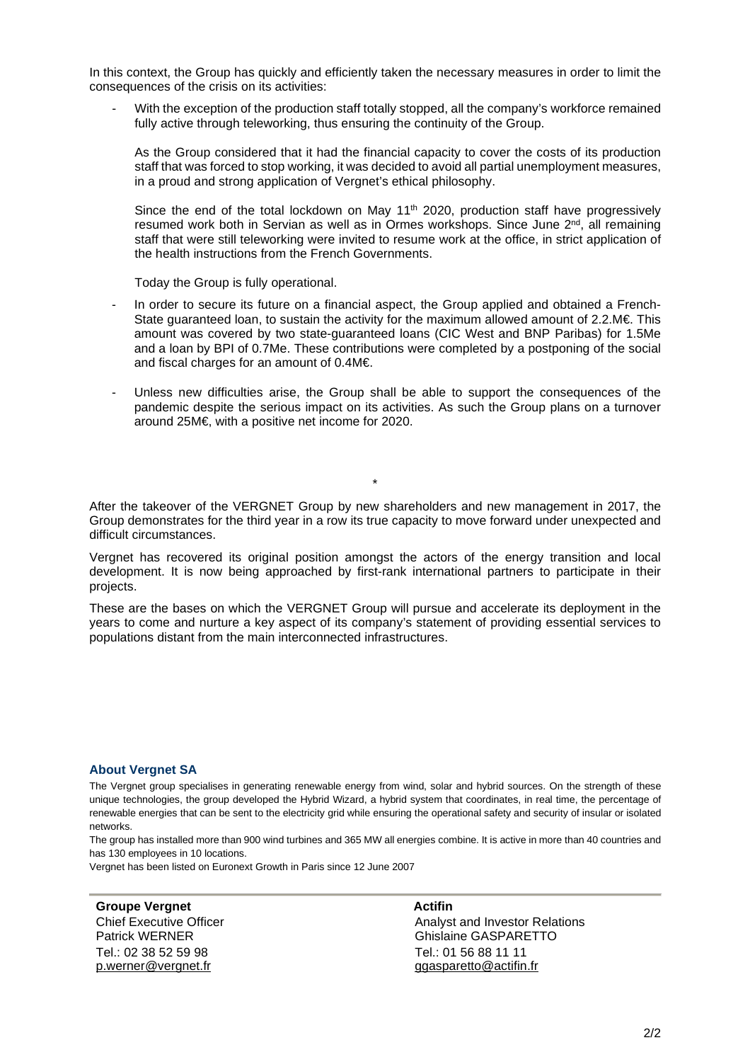In this context, the Group has quickly and efficiently taken the necessary measures in order to limit the consequences of the crisis on its activities:

- With the exception of the production staff totally stopped, all the company's workforce remained fully active through teleworking, thus ensuring the continuity of the Group.

  As the Group considered that it had the financial capacity to cover the costs of its production staff that was forced to stop working, it was decided to avoid all partial unemployment measures, in a proud and strong application of Vergnet's ethical philosophy.

  Since the end of the total lockdown on May 11th 2020, production staff have progressively resumed work both in Servian as well as in Ormes workshops. Since June 2nd, all remaining staff that were still teleworking were invited to resume work at the office, in strict application of the health instructions from the French Governments.

  Today the Group is fully operational.

- In order to secure its future on a financial aspect, the Group applied and obtained a French-State guaranteed loan, to sustain the activity for the maximum allowed amount of 2.2.M€. This amount was covered by two state-guaranteed loans (CIC West and BNP Paribas) for 1.5Me and a loan by BPI of 0.7Me. These contributions were completed by a postponing of the social and fiscal charges for an amount of 0.4M€.

- Unless new difficulties arise, the Group shall be able to support the consequences of the pandemic despite the serious impact on its activities. As such the Group plans on a turnover around 25M€, with a positive net income for 2020.

*

After the takeover of the VERGNET Group by new shareholders and new management in 2017, the Group demonstrates for the third year in a row its true capacity to move forward under unexpected and difficult circumstances.

Vergnet has recovered its original position amongst the actors of the energy transition and local development. It is now being approached by first-rank international partners to participate in their projects.

These are the bases on which the VERGNET Group will pursue and accelerate its deployment in the years to come and nurture a key aspect of its company's statement of providing essential services to populations distant from the main interconnected infrastructures.

### About Vergnet SA

The Vergnet group specialises in generating renewable energy from wind, solar and hybrid sources. On the strength of these unique technologies, the group developed the Hybrid Wizard, a hybrid system that coordinates, in real time, the percentage of renewable energies that can be sent to the electricity grid while ensuring the operational safety and security of insular or isolated networks.

The group has installed more than 900 wind turbines and 365 MW all energies combine. It is active in more than 40 countries and has 130 employees in 10 locations.

Vergnet has been listed on Euronext Growth in Paris since 12 June 2007

**Groupe Vergnet**
Chief Executive Officer
Patrick WERNER
Tel.: 02 38 52 59 98
p.werner@vergnet.fr

**Actifin**
Analyst and Investor Relations
Ghislaine GASPARETTO
Tel.: 01 56 88 11 11
ggasparetto@actifin.fr